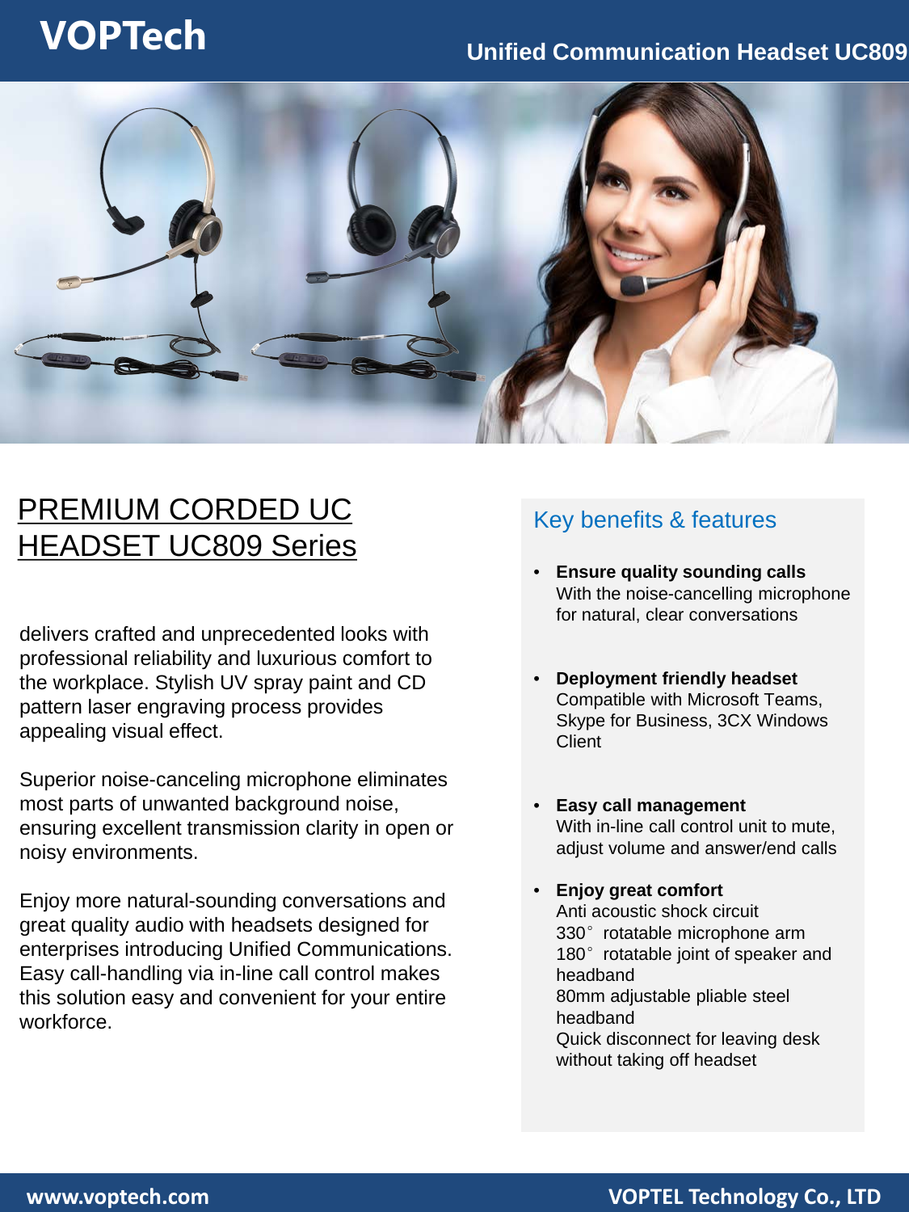# VOPTech

## Unified Communication Headset UC809

# PREMIUM CORDED UC HEADSET UC809 Series

delivers crafted and unprecedented looks with professional reliability and luxurious comfort to the workplace. Stylish UV spray paint and CD pattern laser engraving process provides appealing visual effect.

Superior noise-canceling microphone eliminates most parts of unwanted background noise, ensuring excellent transmission clarity in open or noisy environments.

Enjoy more natural-sounding conversations and great quality audio with headsets designed for enterprises introducing Unified Communications. Easy call-handling via in-line call control makes this solution easy and convenient for your entire workforce.

## Key benefits & features

- **Ensure quality sounding calls**
  With the noise-cancelling microphone for natural, clear conversations

- **Deployment friendly headset**
  Compatible with Microsoft Teams, Skype for Business, 3CX Windows Client

- **Easy call management**
  With in-line call control unit to mute, adjust volume and answer/end calls

- **Enjoy great comfort**
  Anti acoustic shock circuit
  330° rotatable microphone arm
  180° rotatable joint of speaker and headband
  80mm adjustable pliable steel headband
  Quick disconnect for leaving desk without taking off headset

www.voptech.com

VOPTEL Technology Co., LTD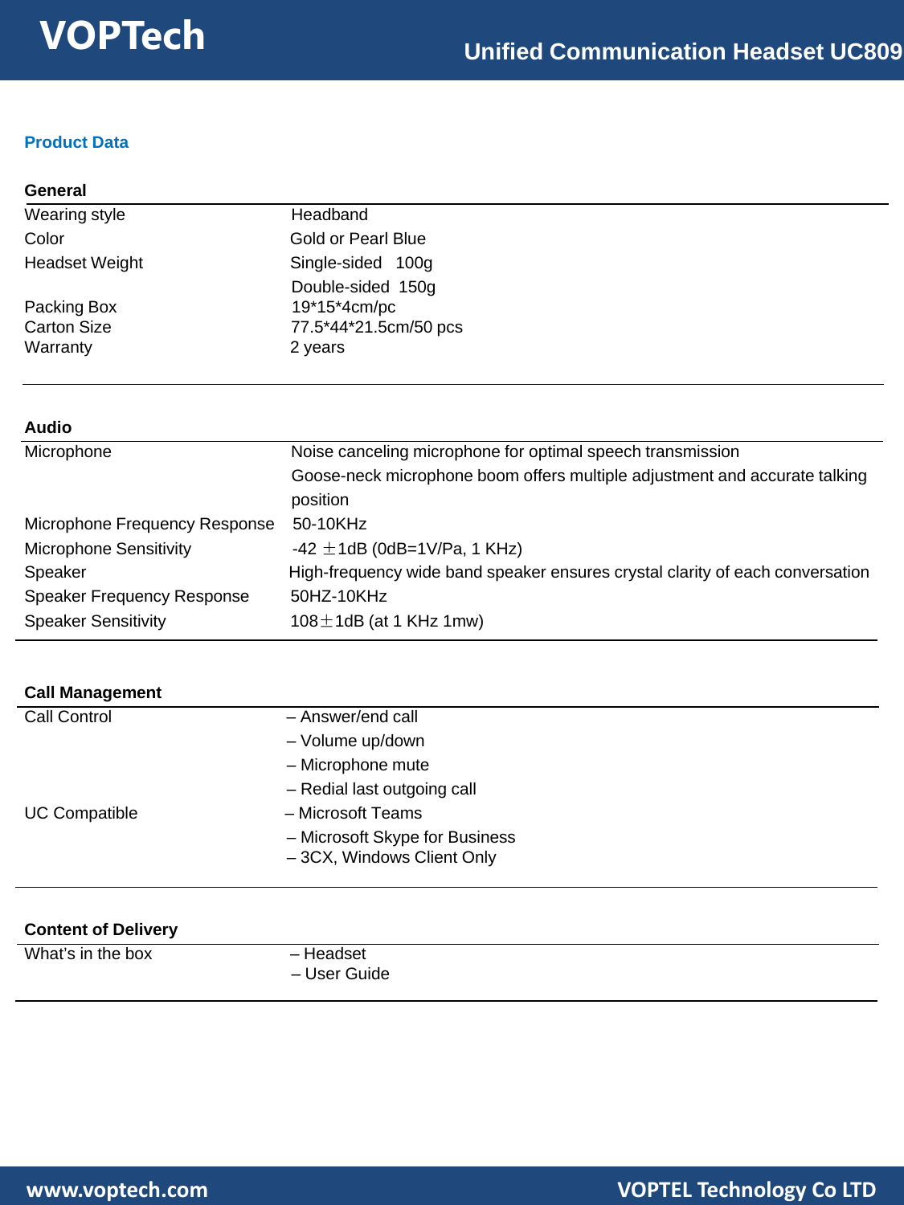## Product Data

### General

| | |
|---|---|
| Wearing style | Headband |
| Color | Gold or Pearl Blue |
| Headset Weight | Single-sided 100g<br>Double-sided 150g |
| Packing Box | 19*15*4cm/pc |
| Carton Size | 77.5*44*21.5cm/50 pcs |
| Warranty | 2 years |

### Audio

| | |
|---|---|
| Microphone | Noise canceling microphone for optimal speech transmission<br>Goose-neck microphone boom offers multiple adjustment and accurate talking position |
| Microphone Frequency Response | 50-10KHz |
| Microphone Sensitivity | -42 ±1dB (0dB=1V/Pa, 1 KHz) |
| Speaker | High-frequency wide band speaker ensures crystal clarity of each conversation |
| Speaker Frequency Response | 50HZ-10KHz |
| Speaker Sensitivity | 108±1dB (at 1 KHz 1mw) |

### Call Management

| | |
|---|---|
| Call Control | – Answer/end call<br>– Volume up/down<br>– Microphone mute<br>– Redial last outgoing call |
| UC Compatible | – Microsoft Teams<br>– Microsoft Skype for Business<br>– 3CX, Windows Client Only |

### Content of Delivery

| | |
|---|---|
| What's in the box | – Headset<br>– User Guide |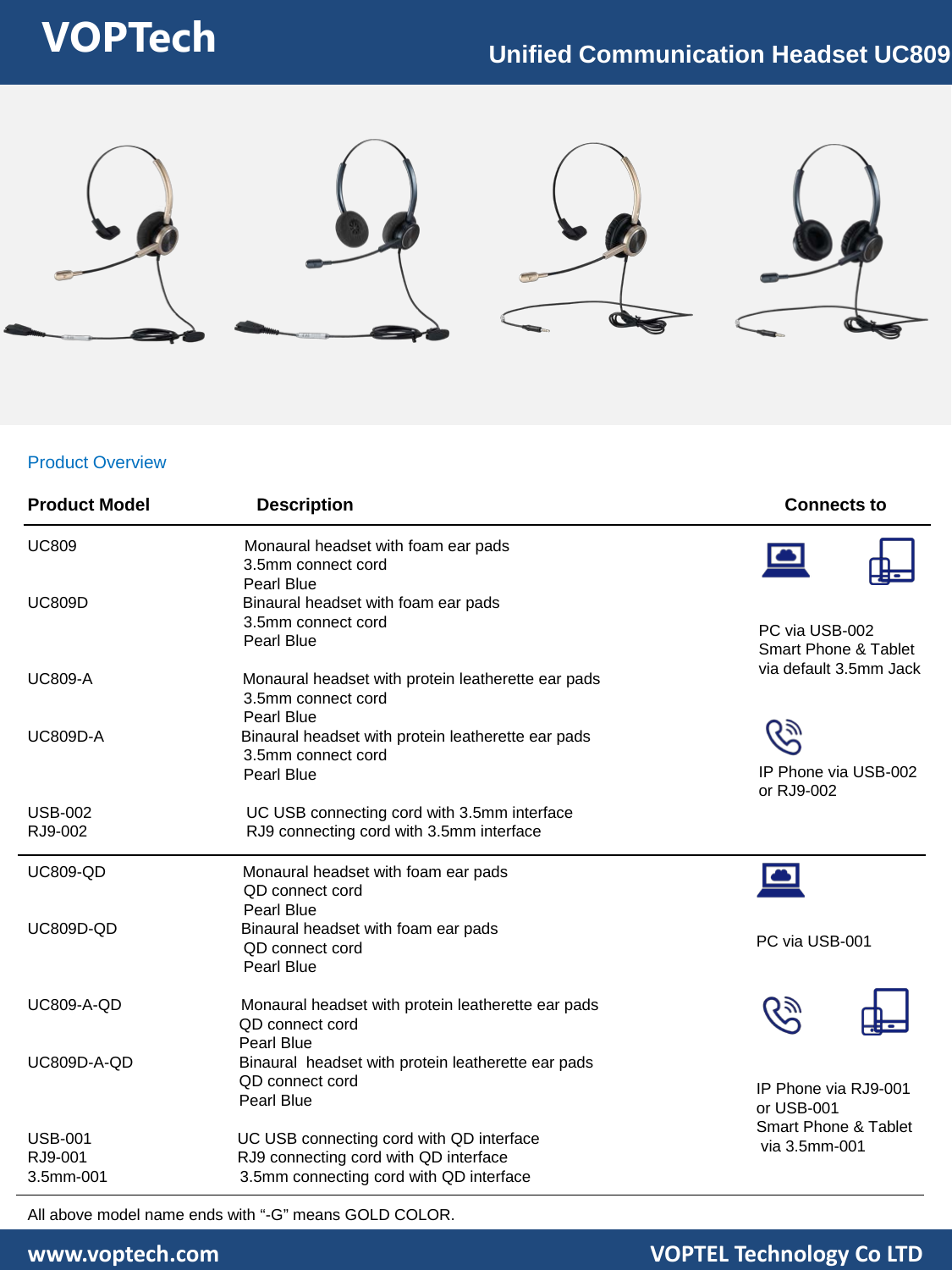# VOPTech

## Unified Communication Headset UC809

### Product Overview

| Product Model | Description | Connects to |
|---|---|---|
| UC809 | Monaural headset with foam ear pads<br>3.5mm connect cord<br>Pearl Blue | PC via USB-002<br>Smart Phone & Tablet via default 3.5mm Jack<br><br>IP Phone via USB-002 or RJ9-002 |
| UC809D | Binaural headset with foam ear pads<br>3.5mm connect cord<br>Pearl Blue | |
| UC809-A | Monaural headset with protein leatherette ear pads<br>3.5mm connect cord<br>Pearl Blue | |
| UC809D-A | Binaural headset with protein leatherette ear pads<br>3.5mm connect cord<br>Pearl Blue | |
| USB-002<br>RJ9-002 | UC USB connecting cord with 3.5mm interface<br>RJ9 connecting cord with 3.5mm interface | |
| UC809-QD | Monaural headset with foam ear pads<br>QD connect cord<br>Pearl Blue | PC via USB-001<br><br>IP Phone via RJ9-001 or USB-001<br>Smart Phone & Tablet via 3.5mm-001 |
| UC809D-QD | Binaural headset with foam ear pads<br>QD connect cord<br>Pearl Blue | |
| UC809-A-QD | Monaural headset with protein leatherette ear pads<br>QD connect cord<br>Pearl Blue | |
| UC809D-A-QD | Binaural headset with protein leatherette ear pads<br>QD connect cord<br>Pearl Blue | |
| USB-001<br>RJ9-001<br>3.5mm-001 | UC USB connecting cord with QD interface<br>RJ9 connecting cord with QD interface<br>3.5mm connecting cord with QD interface | |

All above model name ends with “-G” means GOLD COLOR.

www.voptech.com VOPTEL Technology Co LTD